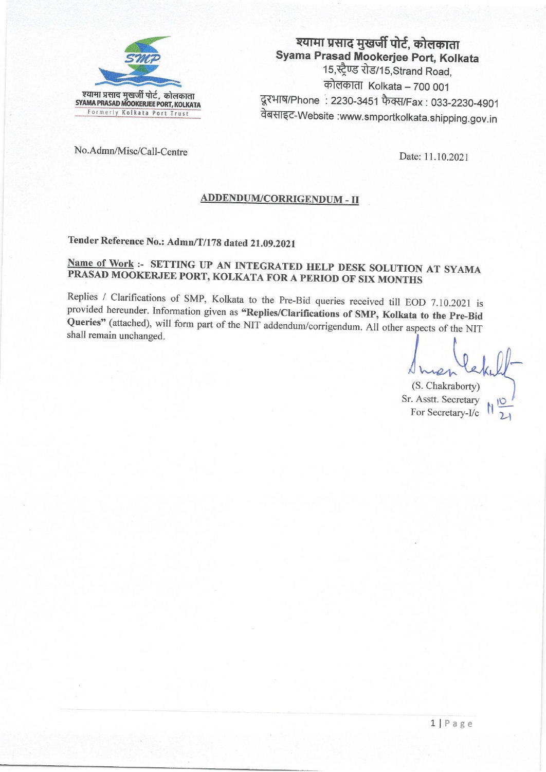श्यामा प्रसाद मुखर्जी पोर्ट, कोलकाता
SYAMA PRASAD MOOKERJEE PORT, KOLKATA
Formerly Kolkata Port Trust

**श्यामा प्रसाद मुखर्जी पोर्ट, कोलकाता**
**Syama Prasad Mookerjee Port, Kolkata**
15,स्ट्रैण्ड रोड/15,Strand Road,
कोलकाता Kolkata – 700 001
दूरभाष/Phone : 2230-3451 फैक्स/Fax : 033-2230-4901
वेबसाइट-Website :www.smportkolkata.shipping.gov.in

No.Admn/Misc/Call-Centre

Date: 11.10.2021

## ADDENDUM/CORRIGENDUM - II

**Tender Reference No.: Admn/T/178 dated 21.09.2021**

**Name of Work :- SETTING UP AN INTEGRATED HELP DESK SOLUTION AT SYAMA PRASAD MOOKERJEE PORT, KOLKATA FOR A PERIOD OF SIX MONTHS**

Replies / Clarifications of SMP, Kolkata to the Pre-Bid queries received till EOD 7.10.2021 is provided hereunder. Information given as **"Replies/Clarifications of SMP, Kolkata to the Pre-Bid Queries"** (attached), will form part of the NIT addendum/corrigendum. All other aspects of the NIT shall remain unchanged.

(S. Chakraborty)
Sr. Asstt. Secretary
For Secretary-I/c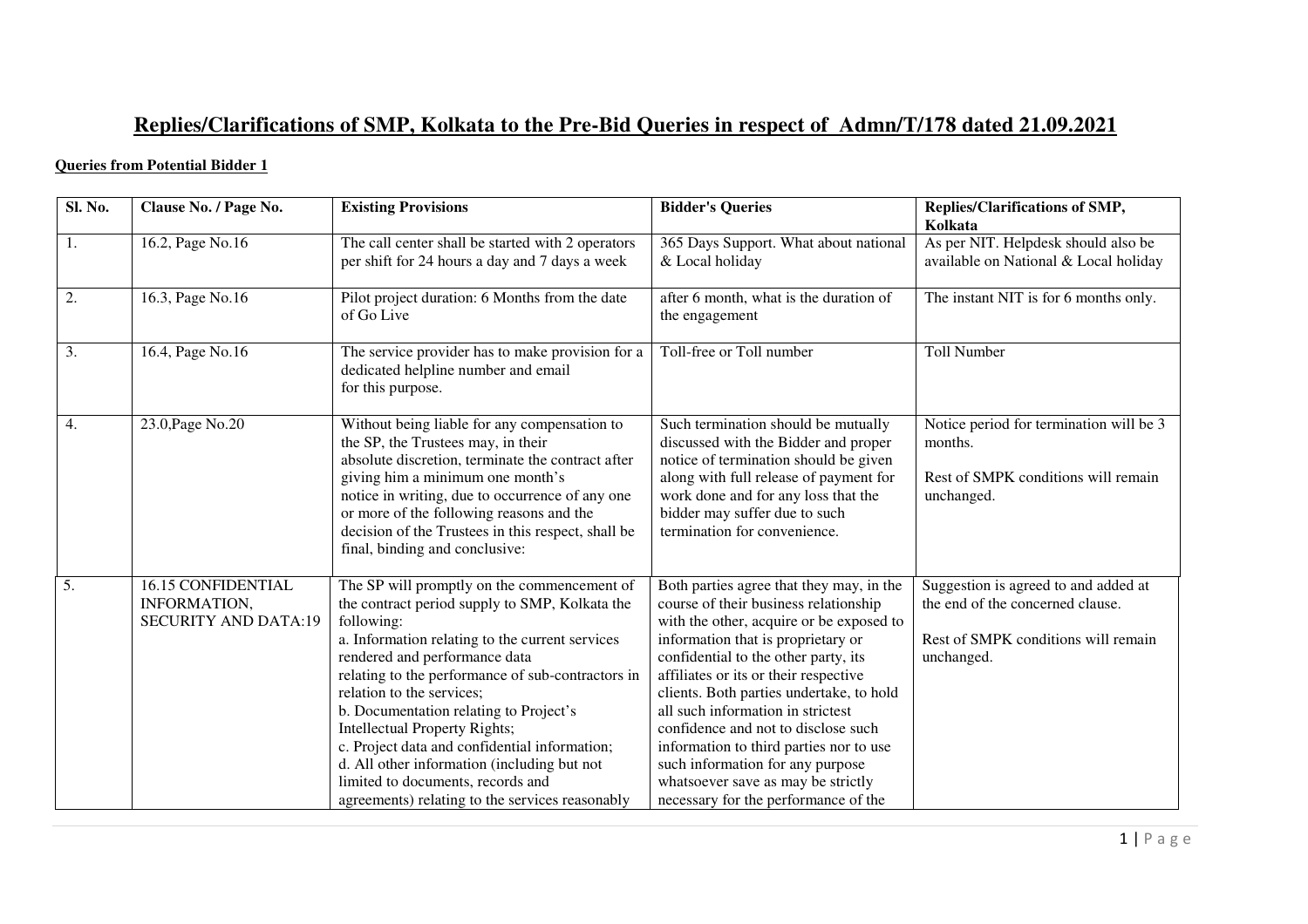# Replies/Clarifications of SMP, Kolkata to the Pre-Bid Queries in respect of Admn/T/178 dated 21.09.2021

**Queries from Potential Bidder 1**

| Sl. No. | Clause No. / Page No. | Existing Provisions | Bidder's Queries | Replies/Clarifications of SMP, Kolkata |
|---|---|---|---|---|
| 1. | 16.2, Page No.16 | The call center shall be started with 2 operators per shift for 24 hours a day and 7 days a week | 365 Days Support. What about national & Local holiday | As per NIT. Helpdesk should also be available on National & Local holiday |
| 2. | 16.3, Page No.16 | Pilot project duration: 6 Months from the date of Go Live | after 6 month, what is the duration of the engagement | The instant NIT is for 6 months only. |
| 3. | 16.4, Page No.16 | The service provider has to make provision for a dedicated helpline number and email for this purpose. | Toll-free or Toll number | Toll Number |
| 4. | 23.0,Page No.20 | Without being liable for any compensation to the SP, the Trustees may, in their absolute discretion, terminate the contract after giving him a minimum one month's notice in writing, due to occurrence of any one or more of the following reasons and the decision of the Trustees in this respect, shall be final, binding and conclusive: | Such termination should be mutually discussed with the Bidder and proper notice of termination should be given along with full release of payment for work done and for any loss that the bidder may suffer due to such termination for convenience. | Notice period for termination will be 3 months.<br><br>Rest of SMPK conditions will remain unchanged. |
| 5. | 16.15 CONFIDENTIAL INFORMATION, SECURITY AND DATA:19 | The SP will promptly on the commencement of the contract period supply to SMP, Kolkata the following:<br>a. Information relating to the current services rendered and performance data relating to the performance of sub-contractors in relation to the services;<br>b. Documentation relating to Project's Intellectual Property Rights;<br>c. Project data and confidential information;<br>d. All other information (including but not limited to documents, records and agreements) relating to the services reasonably | Both parties agree that they may, in the course of their business relationship with the other, acquire or be exposed to information that is proprietary or confidential to the other party, its affiliates or its or their respective clients. Both parties undertake, to hold all such information in strictest confidence and not to disclose such information to third parties nor to use such information for any purpose whatsoever save as may be strictly necessary for the performance of the | Suggestion is agreed to and added at the end of the concerned clause.<br><br>Rest of SMPK conditions will remain unchanged. |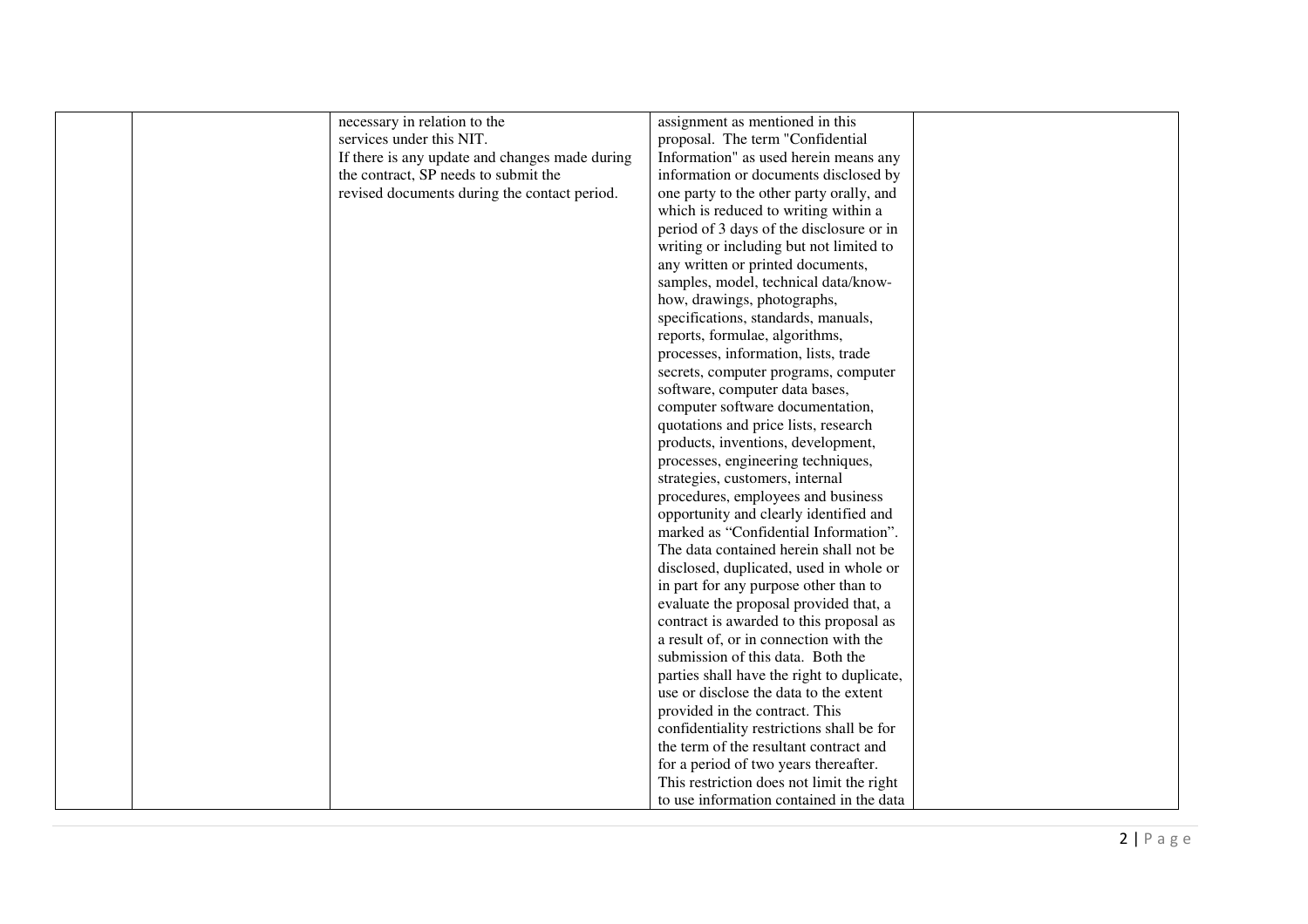|  |  | necessary in relation to the services under this NIT. If there is any update and changes made during the contract, SP needs to submit the revised documents during the contact period. | assignment as mentioned in this proposal. The term "Confidential Information" as used herein means any information or documents disclosed by one party to the other party orally, and which is reduced to writing within a period of 3 days of the disclosure or in writing or including but not limited to any written or printed documents, samples, model, technical data/know-how, drawings, photographs, specifications, standards, manuals, reports, formulae, algorithms, processes, information, lists, trade secrets, computer programs, computer software, computer data bases, computer software documentation, quotations and price lists, research products, inventions, development, processes, engineering techniques, strategies, customers, internal procedures, employees and business opportunity and clearly identified and marked as "Confidential Information". The data contained herein shall not be disclosed, duplicated, used in whole or in part for any purpose other than to evaluate the proposal provided that, a contract is awarded to this proposal as a result of, or in connection with the submission of this data. Both the parties shall have the right to duplicate, use or disclose the data to the extent provided in the contract. This confidentiality restrictions shall be for the term of the resultant contract and for a period of two years thereafter. This restriction does not limit the right to use information contained in the data |  |
|---|---|---|---|---|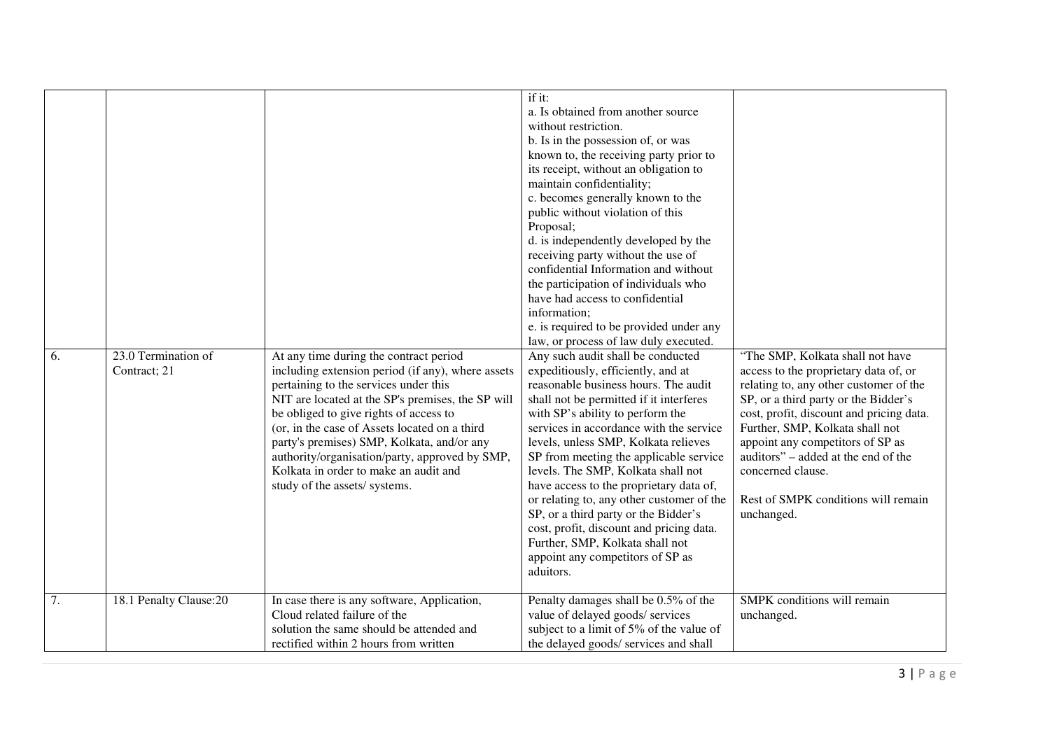| | | | | |
|---|---|---|---|---|
| | | | if it:<br>a. Is obtained from another source without restriction.<br>b. Is in the possession of, or was known to, the receiving party prior to its receipt, without an obligation to maintain confidentiality;<br>c. becomes generally known to the public without violation of this Proposal;<br>d. is independently developed by the receiving party without the use of confidential Information and without the participation of individuals who have had access to confidential information;<br>e. is required to be provided under any law, or process of law duly executed. | |
| 6. | 23.0 Termination of Contract; 21 | At any time during the contract period including extension period (if any), where assets pertaining to the services under this NIT are located at the SP's premises, the SP will be obliged to give rights of access to (or, in the case of Assets located on a third party's premises) SMP, Kolkata, and/or any authority/organisation/party, approved by SMP, Kolkata in order to make an audit and study of the assets/ systems. | Any such audit shall be conducted expeditiously, efficiently, and at reasonable business hours. The audit shall not be permitted if it interferes with SP's ability to perform the services in accordance with the service levels, unless SMP, Kolkata relieves SP from meeting the applicable service levels. The SMP, Kolkata shall not have access to the proprietary data of, or relating to, any other customer of the SP, or a third party or the Bidder's cost, profit, discount and pricing data. Further, SMP, Kolkata shall not appoint any competitors of SP as aduitors. | "The SMP, Kolkata shall not have access to the proprietary data of, or relating to, any other customer of the SP, or a third party or the Bidder's cost, profit, discount and pricing data. Further, SMP, Kolkata shall not appoint any competitors of SP as auditors" – added at the end of the concerned clause.<br><br>Rest of SMPK conditions will remain unchanged. |
| 7. | 18.1 Penalty Clause:20 | In case there is any software, Application, Cloud related failure of the solution the same should be attended and rectified within 2 hours from written | Penalty damages shall be 0.5% of the value of delayed goods/ services subject to a limit of 5% of the value of the delayed goods/ services and shall | SMPK conditions will remain unchanged. |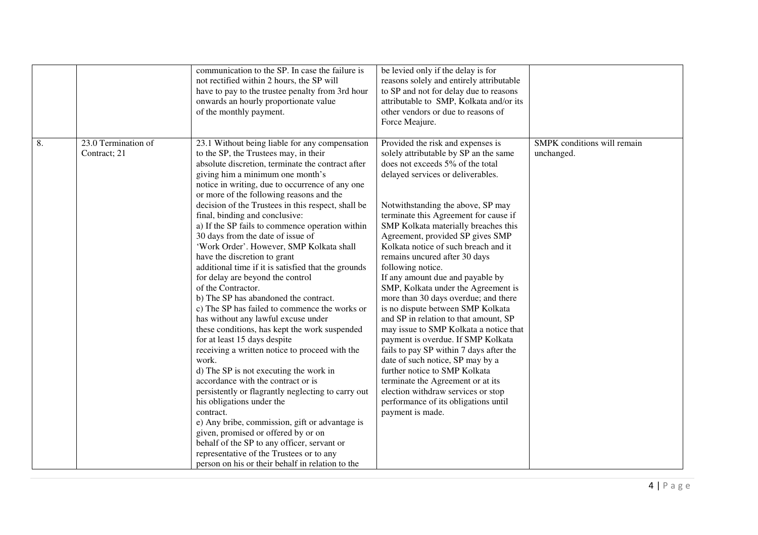| | | | | |
|---|---|---|---|---|
| | | communication to the SP. In case the failure is not rectified within 2 hours, the SP will have to pay to the trustee penalty from 3rd hour onwards an hourly proportionate value of the monthly payment. | be levied only if the delay is for reasons solely and entirely attributable to SP and not for delay due to reasons attributable to SMP, Kolkata and/or its other vendors or due to reasons of Force Meajure. | |
| 8. | 23.0 Termination of Contract; 21 | 23.1 Without being liable for any compensation to the SP, the Trustees may, in their absolute discretion, terminate the contract after giving him a minimum one month's notice in writing, due to occurrence of any one or more of the following reasons and the decision of the Trustees in this respect, shall be final, binding and conclusive:<br>a) If the SP fails to commence operation within 30 days from the date of issue of 'Work Order'. However, SMP Kolkata shall have the discretion to grant additional time if it is satisfied that the grounds for delay are beyond the control of the Contractor.<br>b) The SP has abandoned the contract.<br>c) The SP has failed to commence the works or has without any lawful excuse under these conditions, has kept the work suspended for at least 15 days despite receiving a written notice to proceed with the work.<br>d) The SP is not executing the work in accordance with the contract or is persistently or flagrantly neglecting to carry out his obligations under the contract.<br>e) Any bribe, commission, gift or advantage is given, promised or offered by or on behalf of the SP to any officer, servant or representative of the Trustees or to any person on his or their behalf in relation to the | Provided the risk and expenses is solely attributable by SP an the same does not exceeds 5% of the total delayed services or deliverables.<br><br>Notwithstanding the above, SP may terminate this Agreement for cause if SMP Kolkata materially breaches this Agreement, provided SP gives SMP Kolkata notice of such breach and it remains uncured after 30 days following notice.<br>If any amount due and payable by SMP, Kolkata under the Agreement is more than 30 days overdue; and there is no dispute between SMP Kolkata and SP in relation to that amount, SP may issue to SMP Kolkata a notice that payment is overdue. If SMP Kolkata fails to pay SP within 7 days after the date of such notice, SP may by a further notice to SMP Kolkata terminate the Agreement or at its election withdraw services or stop performance of its obligations until payment is made. | SMPK conditions will remain unchanged. |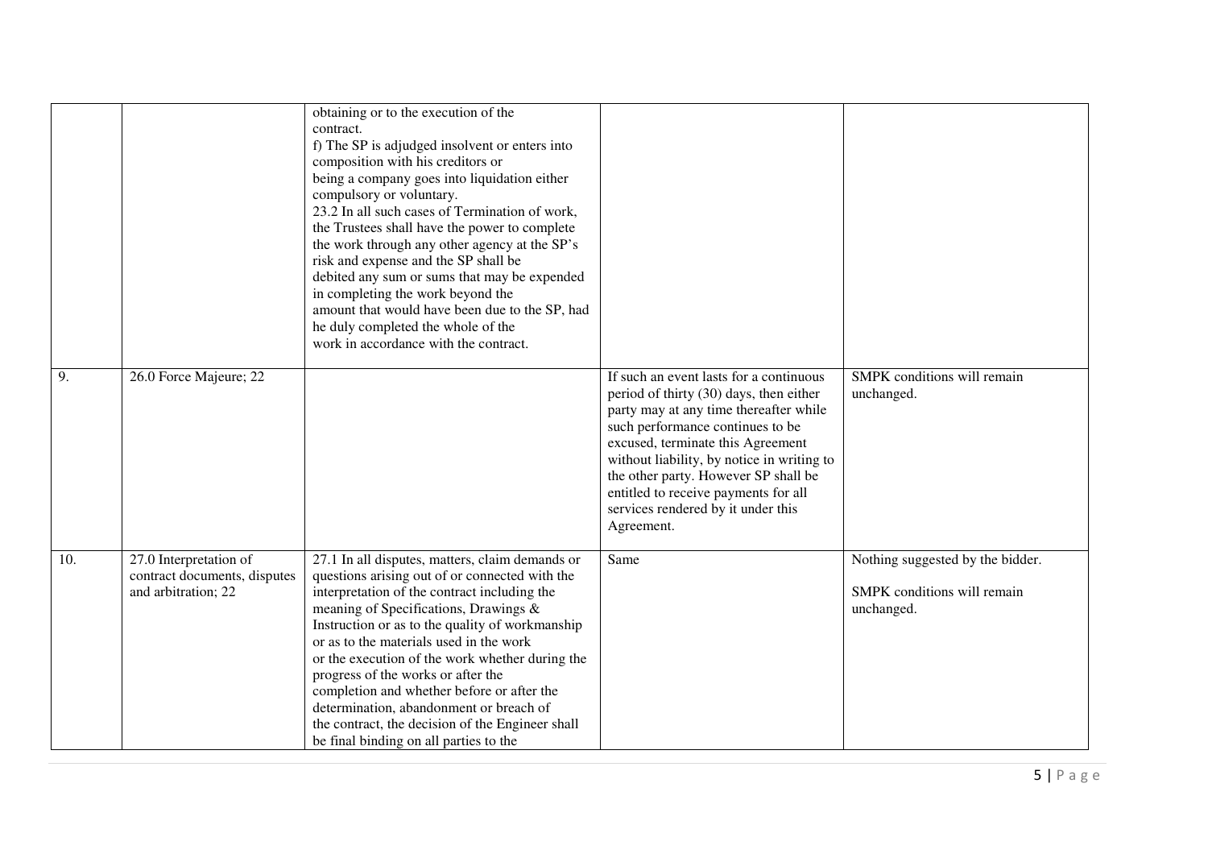| | | | | |
|---|---|---|---|---|
| | | obtaining or to the execution of the contract.<br>f) The SP is adjudged insolvent or enters into composition with his creditors or being a company goes into liquidation either compulsory or voluntary.<br>23.2 In all such cases of Termination of work, the Trustees shall have the power to complete the work through any other agency at the SP's risk and expense and the SP shall be debited any sum or sums that may be expended in completing the work beyond the amount that would have been due to the SP, had he duly completed the whole of the work in accordance with the contract. | | |
| 9. | 26.0 Force Majeure; 22 | | If such an event lasts for a continuous period of thirty (30) days, then either party may at any time thereafter while such performance continues to be excused, terminate this Agreement without liability, by notice in writing to the other party. However SP shall be entitled to receive payments for all services rendered by it under this Agreement. | SMPK conditions will remain unchanged. |
| 10. | 27.0 Interpretation of contract documents, disputes and arbitration; 22 | 27.1 In all disputes, matters, claim demands or questions arising out of or connected with the interpretation of the contract including the meaning of Specifications, Drawings & Instruction or as to the quality of workmanship or as to the materials used in the work or the execution of the work whether during the progress of the works or after the completion and whether before or after the determination, abandonment or breach of the contract, the decision of the Engineer shall be final binding on all parties to the | Same | Nothing suggested by the bidder.<br><br>SMPK conditions will remain unchanged. |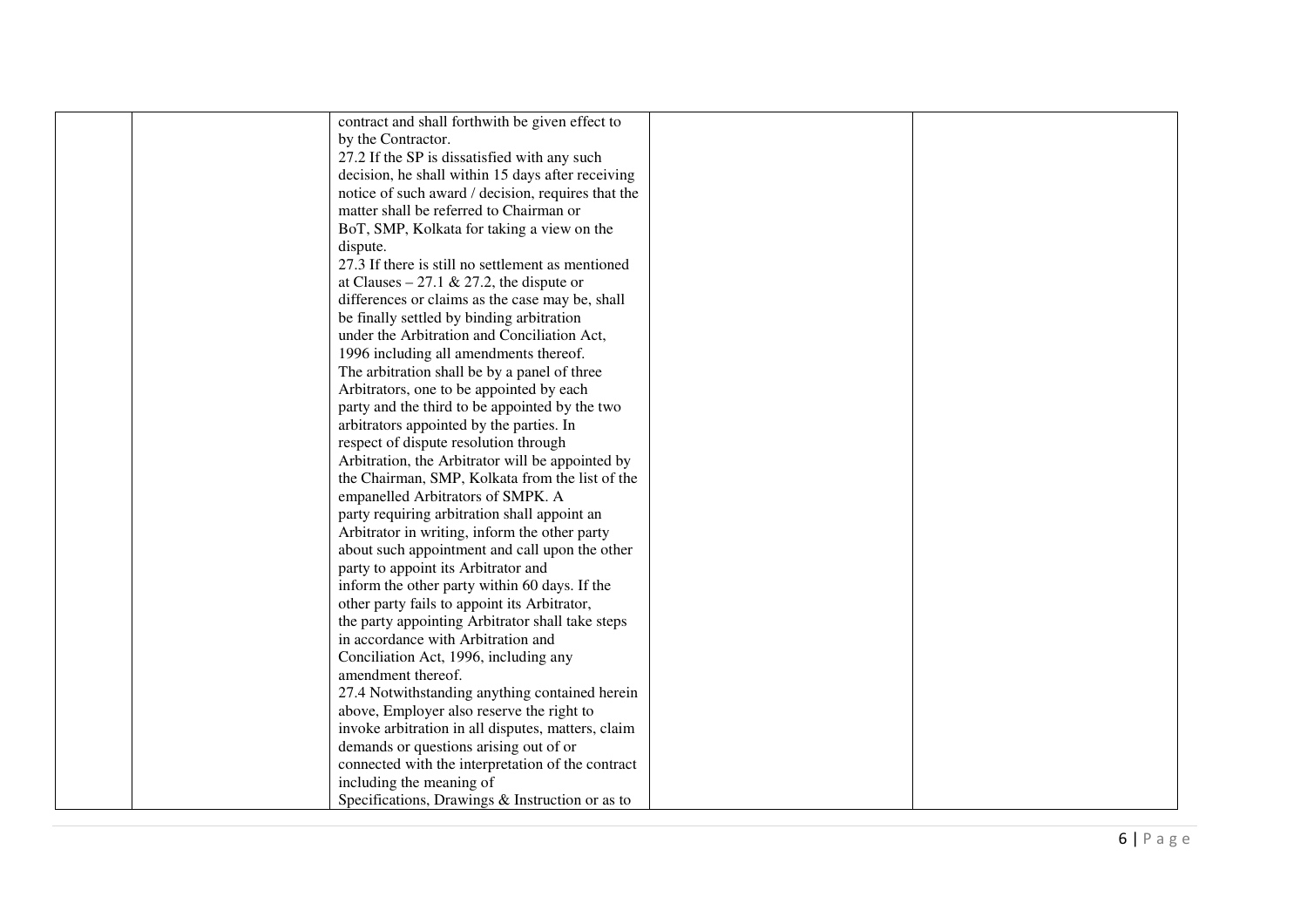|  |  | contract and shall forthwith be given effect to by the Contractor.<br>27.2 If the SP is dissatisfied with any such decision, he shall within 15 days after receiving notice of such award / decision, requires that the matter shall be referred to Chairman or BoT, SMP, Kolkata for taking a view on the dispute.<br>27.3 If there is still no settlement as mentioned at Clauses – 27.1 & 27.2, the dispute or differences or claims as the case may be, shall be finally settled by binding arbitration under the Arbitration and Conciliation Act, 1996 including all amendments thereof. The arbitration shall be by a panel of three Arbitrators, one to be appointed by each party and the third to be appointed by the two arbitrators appointed by the parties. In respect of dispute resolution through Arbitration, the Arbitrator will be appointed by the Chairman, SMP, Kolkata from the list of the empanelled Arbitrators of SMPK. A party requiring arbitration shall appoint an Arbitrator in writing, inform the other party about such appointment and call upon the other party to appoint its Arbitrator and inform the other party within 60 days. If the other party fails to appoint its Arbitrator, the party appointing Arbitrator shall take steps in accordance with Arbitration and Conciliation Act, 1996, including any amendment thereof.<br>27.4 Notwithstanding anything contained herein above, Employer also reserve the right to invoke arbitration in all disputes, matters, claim demands or questions arising out of or connected with the interpretation of the contract including the meaning of Specifications, Drawings & Instruction or as to |  |  |
|---|---|---|---|---|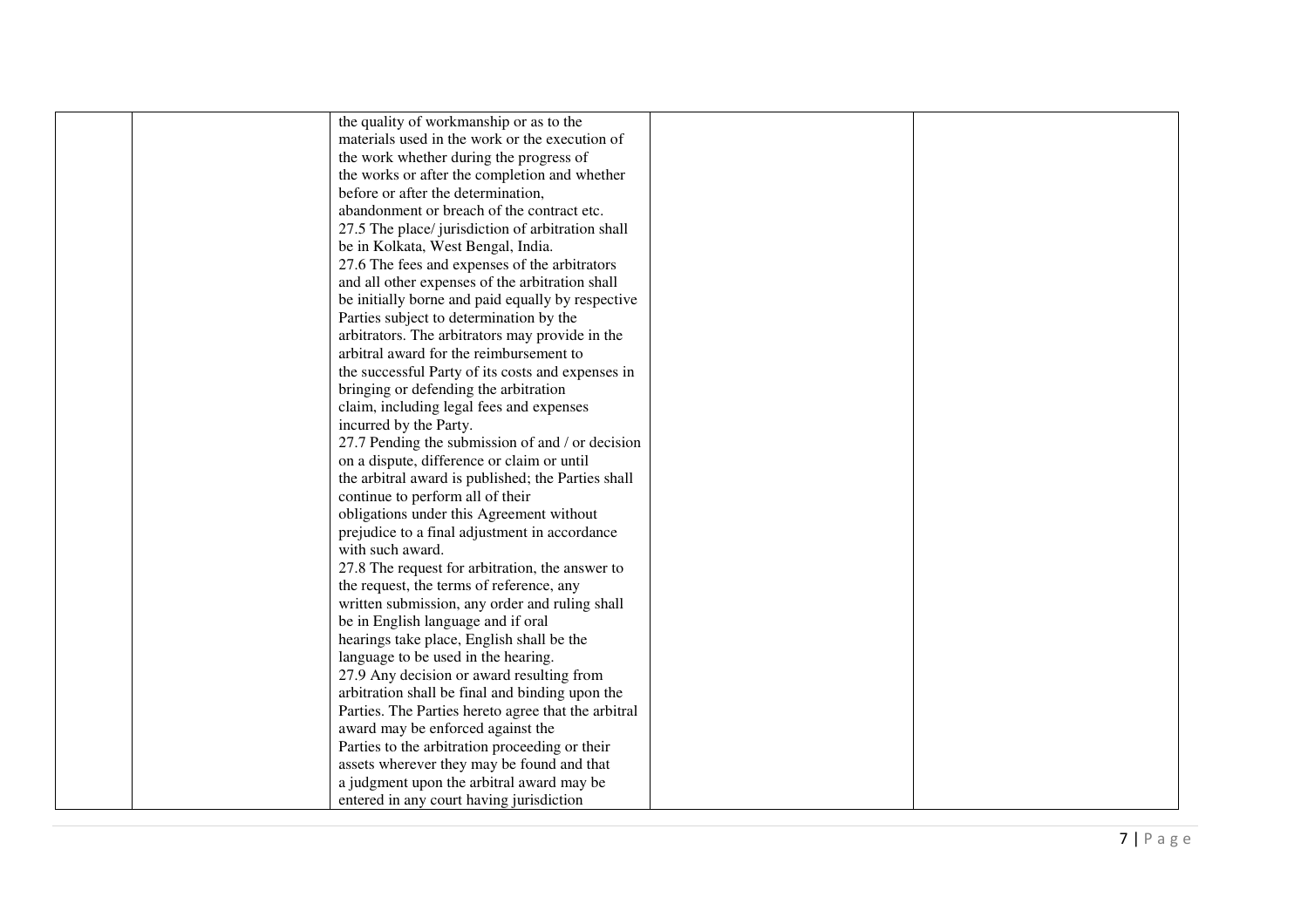|  |  | the quality of workmanship or as to the materials used in the work or the execution of the work whether during the progress of the works or after the completion and whether before or after the determination, abandonment or breach of the contract etc.<br>27.5 The place/ jurisdiction of arbitration shall be in Kolkata, West Bengal, India.<br>27.6 The fees and expenses of the arbitrators and all other expenses of the arbitration shall be initially borne and paid equally by respective Parties subject to determination by the arbitrators. The arbitrators may provide in the arbitral award for the reimbursement to the successful Party of its costs and expenses in bringing or defending the arbitration claim, including legal fees and expenses incurred by the Party.<br>27.7 Pending the submission of and / or decision on a dispute, difference or claim or until the arbitral award is published; the Parties shall continue to perform all of their obligations under this Agreement without prejudice to a final adjustment in accordance with such award.<br>27.8 The request for arbitration, the answer to the request, the terms of reference, any written submission, any order and ruling shall be in English language and if oral hearings take place, English shall be the language to be used in the hearing.<br>27.9 Any decision or award resulting from arbitration shall be final and binding upon the Parties. The Parties hereto agree that the arbitral award may be enforced against the Parties to the arbitration proceeding or their assets wherever they may be found and that a judgment upon the arbitral award may be entered in any court having jurisdiction |  |  |
|---|---|---|---|---|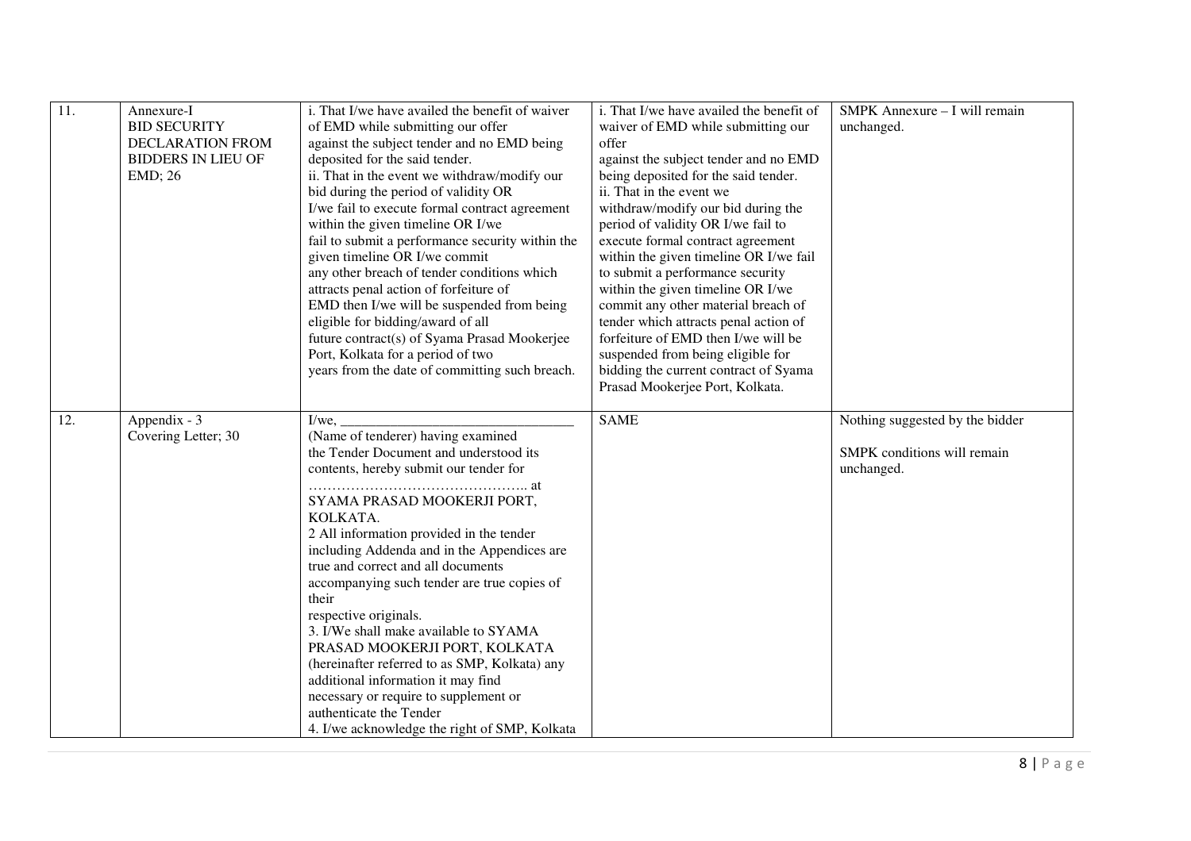| 11. | Annexure-I<br>BID SECURITY DECLARATION FROM BIDDERS IN LIEU OF EMD; 26 | i. That I/we have availed the benefit of waiver of EMD while submitting our offer against the subject tender and no EMD being deposited for the said tender.<br>ii. That in the event we withdraw/modify our bid during the period of validity OR I/we fail to execute formal contract agreement within the given timeline OR I/we fail to submit a performance security within the given timeline OR I/we commit any other breach of tender conditions which attracts penal action of forfeiture of EMD then I/we will be suspended from being eligible for bidding/award of all future contract(s) of Syama Prasad Mookerjee Port, Kolkata for a period of two years from the date of committing such breach. | i. That I/we have availed the benefit of waiver of EMD while submitting our offer against the subject tender and no EMD being deposited for the said tender.<br>ii. That in the event we withdraw/modify our bid during the period of validity OR I/we fail to execute formal contract agreement within the given timeline OR I/we fail to submit a performance security within the given timeline OR I/we commit any other material breach of tender which attracts penal action of forfeiture of EMD then I/we will be suspended from being eligible for bidding the current contract of Syama Prasad Mookerjee Port, Kolkata. | SMPK Annexure – I will remain unchanged. |
|---|---|---|---|---|
| 12. | Appendix - 3<br>Covering Letter; 30 | I/we, ________________________________<br>(Name of tenderer) having examined the Tender Document and understood its contents, hereby submit our tender for ………………………………………. at SYAMA PRASAD MOOKERJI PORT, KOLKATA.<br>2 All information provided in the tender including Addenda and in the Appendices are true and correct and all documents accompanying such tender are true copies of their respective originals.<br>3. I/We shall make available to SYAMA PRASAD MOOKERJI PORT, KOLKATA (hereinafter referred to as SMP, Kolkata) any additional information it may find necessary or require to supplement or authenticate the Tender<br>4. I/we acknowledge the right of SMP, Kolkata | SAME | Nothing suggested by the bidder<br><br>SMPK conditions will remain unchanged. |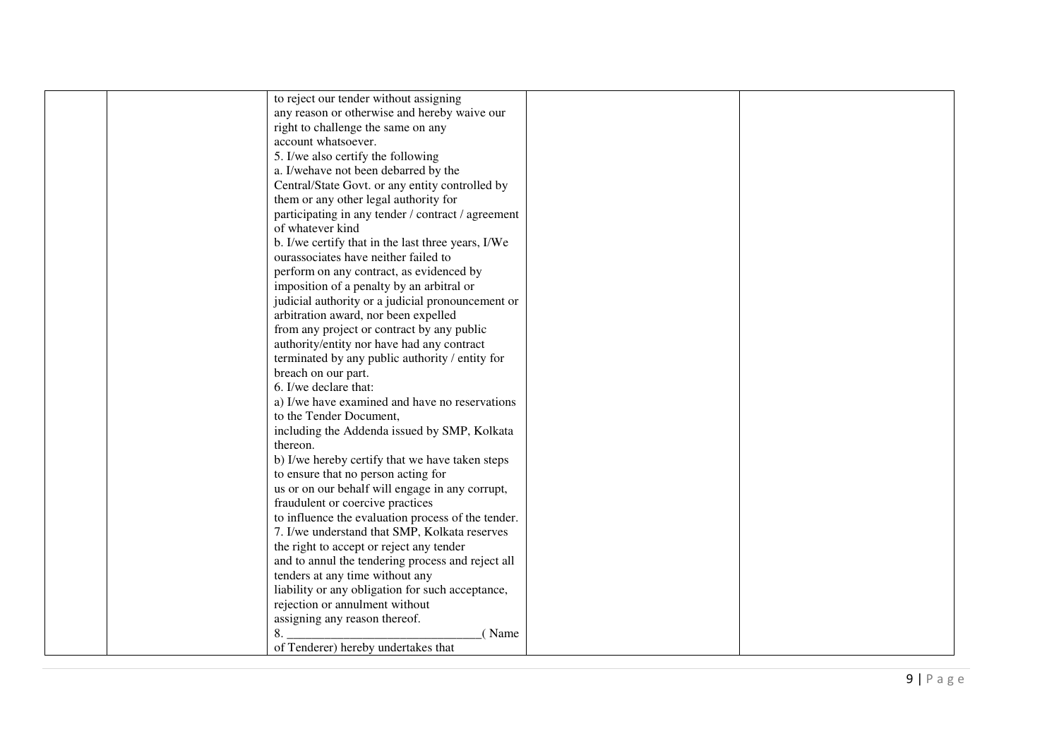|  |  | to reject our tender without assigning any reason or otherwise and hereby waive our right to challenge the same on any account whatsoever.<br>5. I/we also certify the following<br>a. I/wehave not been debarred by the Central/State Govt. or any entity controlled by them or any other legal authority for participating in any tender / contract / agreement of whatever kind<br>b. I/we certify that in the last three years, I/We ourassociates have neither failed to perform on any contract, as evidenced by imposition of a penalty by an arbitral or judicial authority or a judicial pronouncement or arbitration award, nor been expelled from any project or contract by any public authority/entity nor have had any contract terminated by any public authority / entity for breach on our part.<br>6. I/we declare that:<br>a) I/we have examined and have no reservations to the Tender Document, including the Addenda issued by SMP, Kolkata thereon.<br>b) I/we hereby certify that we have taken steps to ensure that no person acting for us or on our behalf will engage in any corrupt, fraudulent or coercive practices to influence the evaluation process of the tender.<br>7. I/we understand that SMP, Kolkata reserves the right to accept or reject any tender and to annul the tendering process and reject all tenders at any time without any liability or any obligation for such acceptance, rejection or annulment without assigning any reason thereof.<br>8. ______________________________( Name of Tenderer) hereby undertakes that |  |  |
|---|---|---|---|---|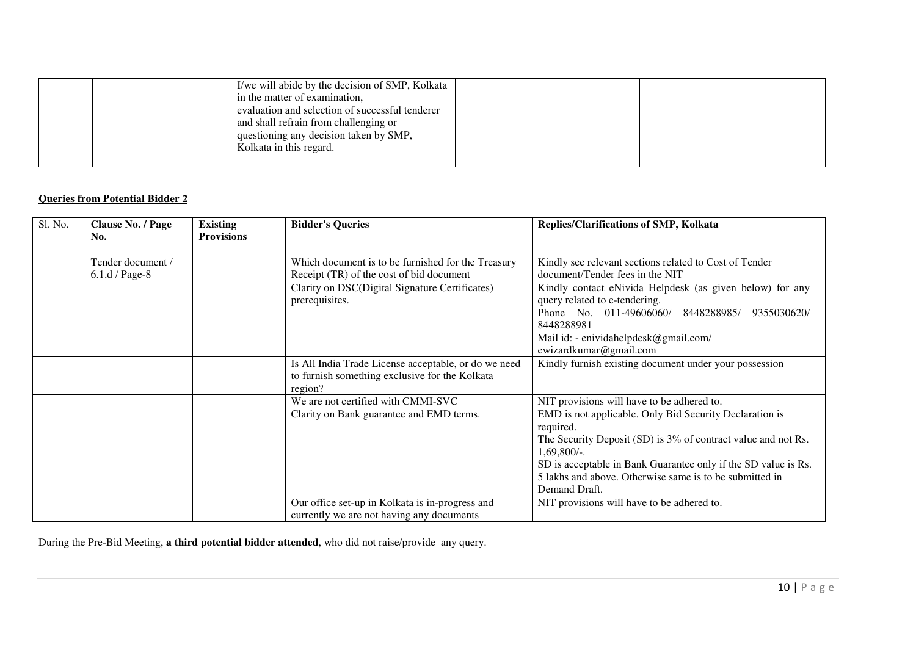| | | | | |
|---|---|---|---|---|
| | | I/we will abide by the decision of SMP, Kolkata in the matter of examination, evaluation and selection of successful tenderer and shall refrain from challenging or questioning any decision taken by SMP, Kolkata in this regard. | | |

**Queries from Potential Bidder 2**

| Sl. No. | Clause No. / Page No. | Existing Provisions | Bidder's Queries | Replies/Clarifications of SMP, Kolkata |
|---|---|---|---|---|
| | Tender document / 6.1.d / Page-8 | | Which document is to be furnished for the Treasury Receipt (TR) of the cost of bid document | Kindly see relevant sections related to Cost of Tender document/Tender fees in the NIT |
| | | | Clarity on DSC(Digital Signature Certificates) prerequisites. | Kindly contact eNivida Helpdesk (as given below) for any query related to e-tendering.<br>Phone No. 011-49606060/ 8448288985/ 9355030620/ 8448288981<br>Mail id: - enividahelpdesk@gmail.com/ ewizardkumar@gmail.com |
| | | | Is All India Trade License acceptable, or do we need to furnish something exclusive for the Kolkata region? | Kindly furnish existing document under your possession |
| | | | We are not certified with CMMI-SVC | NIT provisions will have to be adhered to. |
| | | | Clarity on Bank guarantee and EMD terms. | EMD is not applicable. Only Bid Security Declaration is required.<br>The Security Deposit (SD) is 3% of contract value and not Rs. 1,69,800/-.<br>SD is acceptable in Bank Guarantee only if the SD value is Rs. 5 lakhs and above. Otherwise same is to be submitted in Demand Draft. |
| | | | Our office set-up in Kolkata is in-progress and currently we are not having any documents | NIT provisions will have to be adhered to. |

During the Pre-Bid Meeting, **a third potential bidder attended**, who did not raise/provide any query.